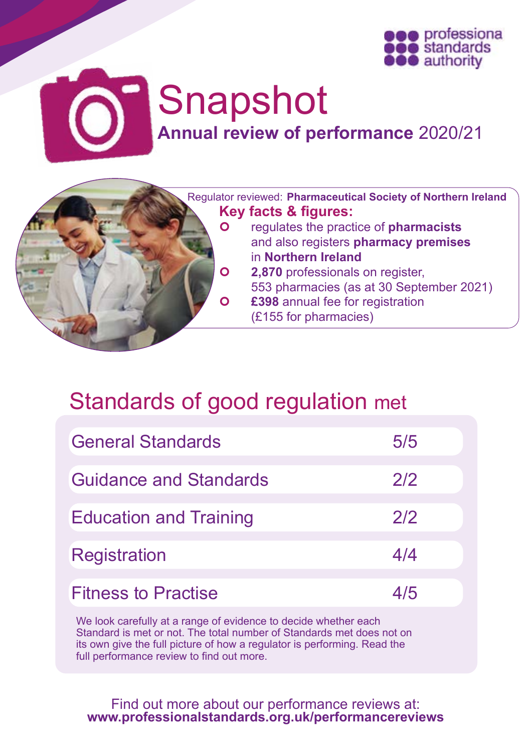professional standards authority

# Snapshot

## **Annual review of performance** 2020/21

Regulator reviewed: **Pharmaceutical Society of Northern Ireland**

**Key facts & figures:**

- regulates the practice of **pharmacists** and also registers **pharmacy premises** in **Northern Ireland**
- **2,870** professionals on register, 553 pharmacies (as at 30 September 2021)
- **£398** annual fee for registration (£155 for pharmacies)

## Standards of good regulation met

| Standard | Met |
|---|---|
| General Standards | 5/5 |
| Guidance and Standards | 2/2 |
| Education and Training | 2/2 |
| Registration | 4/4 |
| Fitness to Practise | 4/5 |

We look carefully at a range of evidence to decide whether each Standard is met or not. The total number of Standards met does not on its own give the full picture of how a regulator is performing. Read the full performance review to find out more.

Find out more about our performance reviews at:
**www.professionalstandards.org.uk/performancereviews**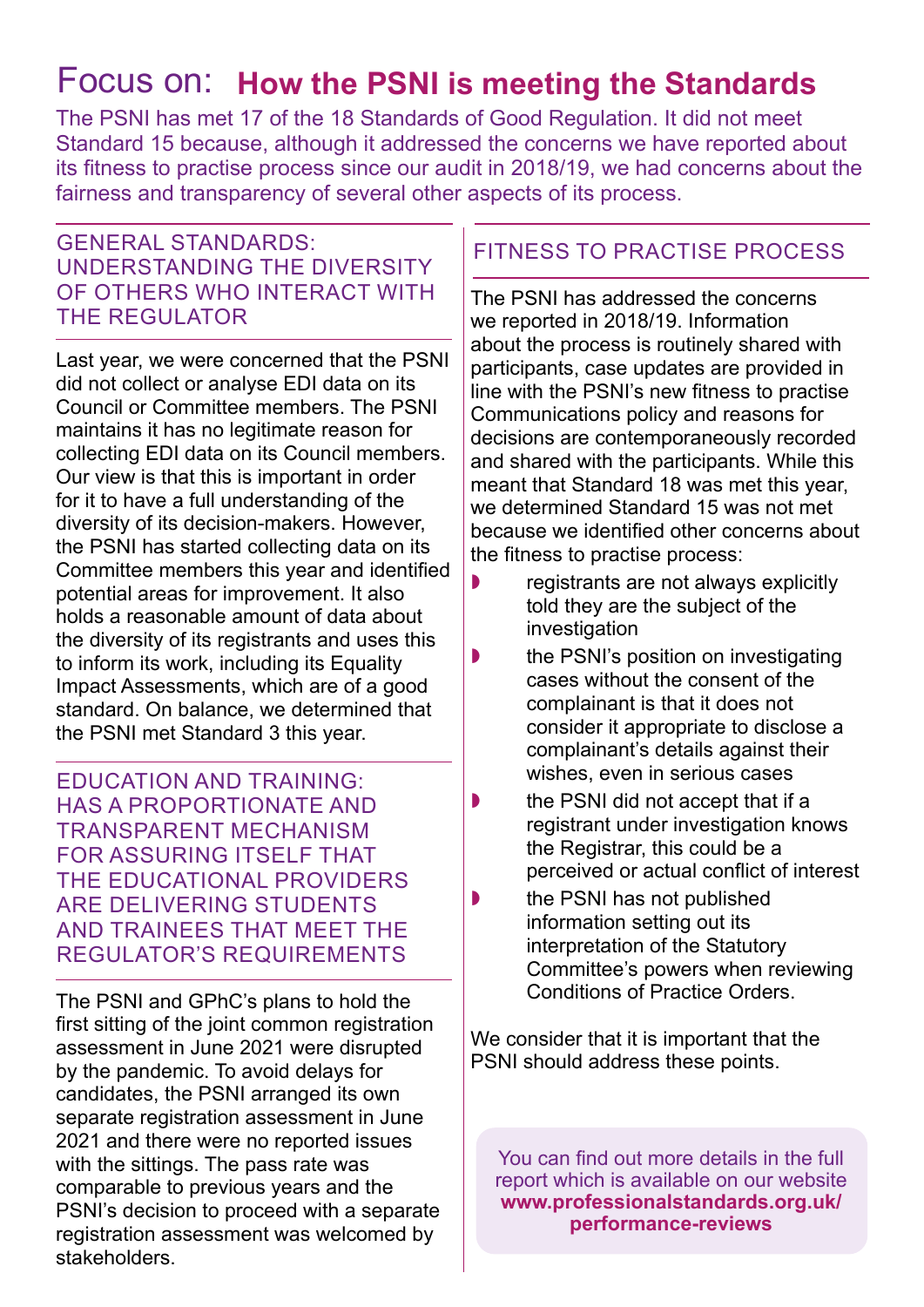# Focus on: How the PSNI is meeting the Standards

The PSNI has met 17 of the 18 Standards of Good Regulation. It did not meet Standard 15 because, although it addressed the concerns we have reported about its fitness to practise process since our audit in 2018/19, we had concerns about the fairness and transparency of several other aspects of its process.

## GENERAL STANDARDS: UNDERSTANDING THE DIVERSITY OF OTHERS WHO INTERACT WITH THE REGULATOR

Last year, we were concerned that the PSNI did not collect or analyse EDI data on its Council or Committee members. The PSNI maintains it has no legitimate reason for collecting EDI data on its Council members. Our view is that this is important in order for it to have a full understanding of the diversity of its decision-makers. However, the PSNI has started collecting data on its Committee members this year and identified potential areas for improvement. It also holds a reasonable amount of data about the diversity of its registrants and uses this to inform its work, including its Equality Impact Assessments, which are of a good standard. On balance, we determined that the PSNI met Standard 3 this year.

## EDUCATION AND TRAINING: HAS A PROPORTIONATE AND TRANSPARENT MECHANISM FOR ASSURING ITSELF THAT THE EDUCATIONAL PROVIDERS ARE DELIVERING STUDENTS AND TRAINEES THAT MEET THE REGULATOR'S REQUIREMENTS

The PSNI and GPhC's plans to hold the first sitting of the joint common registration assessment in June 2021 were disrupted by the pandemic. To avoid delays for candidates, the PSNI arranged its own separate registration assessment in June 2021 and there were no reported issues with the sittings. The pass rate was comparable to previous years and the PSNI's decision to proceed with a separate registration assessment was welcomed by stakeholders.

## FITNESS TO PRACTISE PROCESS

The PSNI has addressed the concerns we reported in 2018/19. Information about the process is routinely shared with participants, case updates are provided in line with the PSNI's new fitness to practise Communications policy and reasons for decisions are contemporaneously recorded and shared with the participants. While this meant that Standard 18 was met this year, we determined Standard 15 was not met because we identified other concerns about the fitness to practise process:

- registrants are not always explicitly told they are the subject of the investigation
- the PSNI's position on investigating cases without the consent of the complainant is that it does not consider it appropriate to disclose a complainant's details against their wishes, even in serious cases
- the PSNI did not accept that if a registrant under investigation knows the Registrar, this could be a perceived or actual conflict of interest
- the PSNI has not published information setting out its interpretation of the Statutory Committee's powers when reviewing Conditions of Practice Orders.

We consider that it is important that the PSNI should address these points.

You can find out more details in the full report which is available on our website **www.professionalstandards.org.uk/performance-reviews**